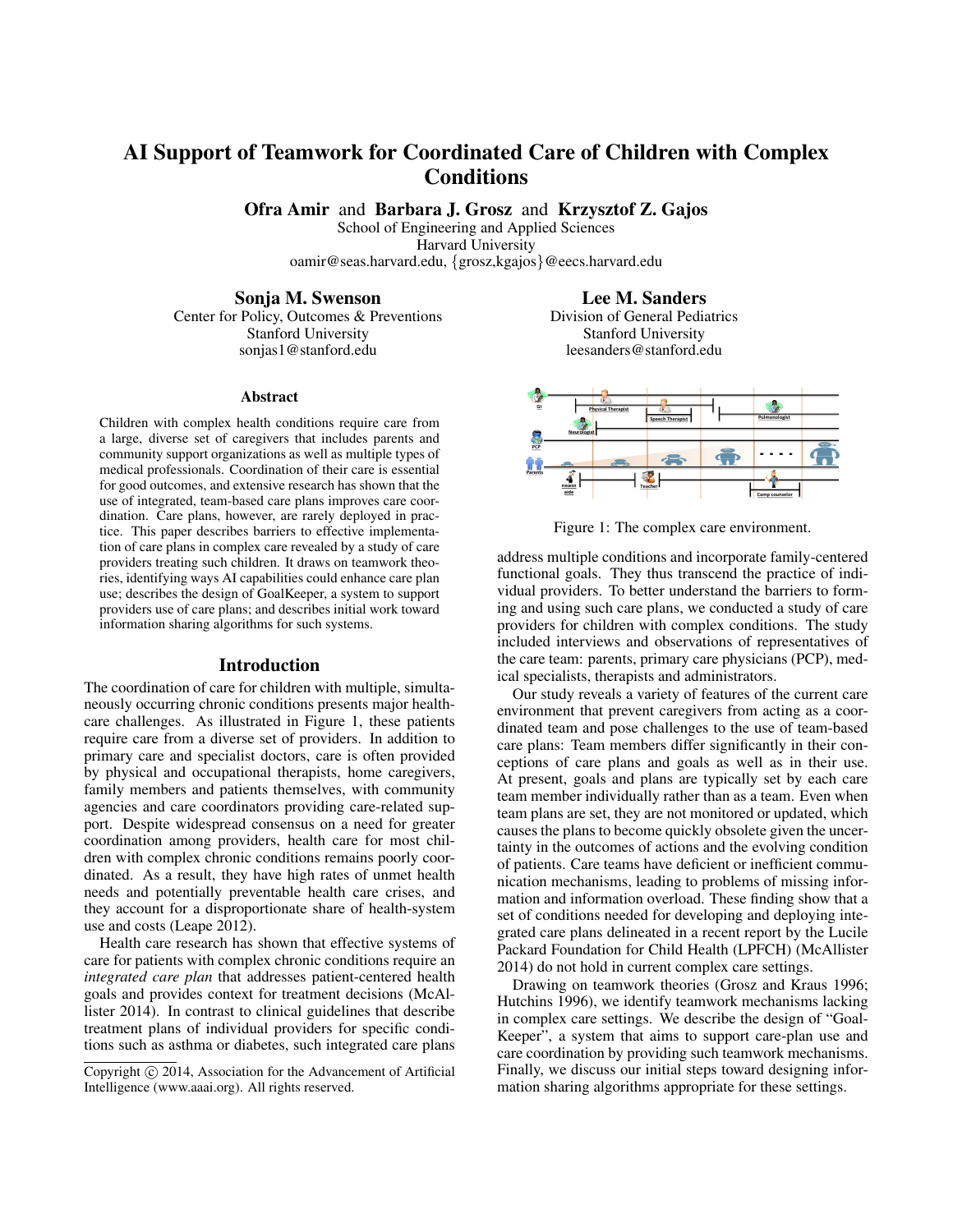# AI Support of Teamwork for Coordinated Care of Children with Complex Conditions

**Ofra Amir** and **Barbara J. Grosz** and **Krzysztof Z. Gajos**
School of Engineering and Applied Sciences
Harvard University
oamir@seas.harvard.edu, {grosz,kgajos}@eecs.harvard.edu

**Sonja M. Swenson**
Center for Policy, Outcomes & Preventions
Stanford University
sonjas1@stanford.edu

**Lee M. Sanders**
Division of General Pediatrics
Stanford University
leesanders@stanford.edu

### Abstract

Children with complex health conditions require care from a large, diverse set of caregivers that includes parents and community support organizations as well as multiple types of medical professionals. Coordination of their care is essential for good outcomes, and extensive research has shown that the use of integrated, team-based care plans improves care coordination. Care plans, however, are rarely deployed in practice. This paper describes barriers to effective implementation of care plans in complex care revealed by a study of care providers treating such children. It draws on teamwork theories, identifying ways AI capabilities could enhance care plan use; describes the design of GoalKeeper, a system to support providers use of care plans; and describes initial work toward information sharing algorithms for such systems.

## Introduction

The coordination of care for children with multiple, simultaneously occurring chronic conditions presents major healthcare challenges. As illustrated in Figure 1, these patients require care from a diverse set of providers. In addition to primary care and specialist doctors, care is often provided by physical and occupational therapists, home caregivers, family members and patients themselves, with community agencies and care coordinators providing care-related support. Despite widespread consensus on a need for greater coordination among providers, health care for most children with complex chronic conditions remains poorly coordinated. As a result, they have high rates of unmet health needs and potentially preventable health care crises, and they account for a disproportionate share of health-system use and costs (Leape 2012).

Health care research has shown that effective systems of care for patients with complex chronic conditions require an *integrated care plan* that addresses patient-centered health goals and provides context for treatment decisions (McAllister 2014). In contrast to clinical guidelines that describe treatment plans of individual providers for specific conditions such as asthma or diabetes, such integrated care plans address multiple conditions and incorporate family-centered functional goals. They thus transcend the practice of individual providers. To better understand the barriers to forming and using such care plans, we conducted a study of care providers for children with complex conditions. The study included interviews and observations of representatives of the care team: parents, primary care physicians (PCP), medical specialists, therapists and administrators.

Figure 1: The complex care environment.

Our study reveals a variety of features of the current care environment that prevent caregivers from acting as a coordinated team and pose challenges to the use of team-based care plans: Team members differ significantly in their conceptions of care plans and goals as well as in their use. At present, goals and plans are typically set by each care team member individually rather than as a team. Even when team plans are set, they are not monitored or updated, which causes the plans to become quickly obsolete given the uncertainty in the outcomes of actions and the evolving condition of patients. Care teams have deficient or inefficient communication mechanisms, leading to problems of missing information and information overload. These finding show that a set of conditions needed for developing and deploying integrated care plans delineated in a recent report by the Lucile Packard Foundation for Child Health (LPFCH) (McAllister 2014) do not hold in current complex care settings.

Drawing on teamwork theories (Grosz and Kraus 1996; Hutchins 1996), we identify teamwork mechanisms lacking in complex care settings. We describe the design of "GoalKeeper", a system that aims to support care-plan use and care coordination by providing such teamwork mechanisms. Finally, we discuss our initial steps toward designing information sharing algorithms appropriate for these settings.

Copyright © 2014, Association for the Advancement of Artificial Intelligence (www.aaai.org). All rights reserved.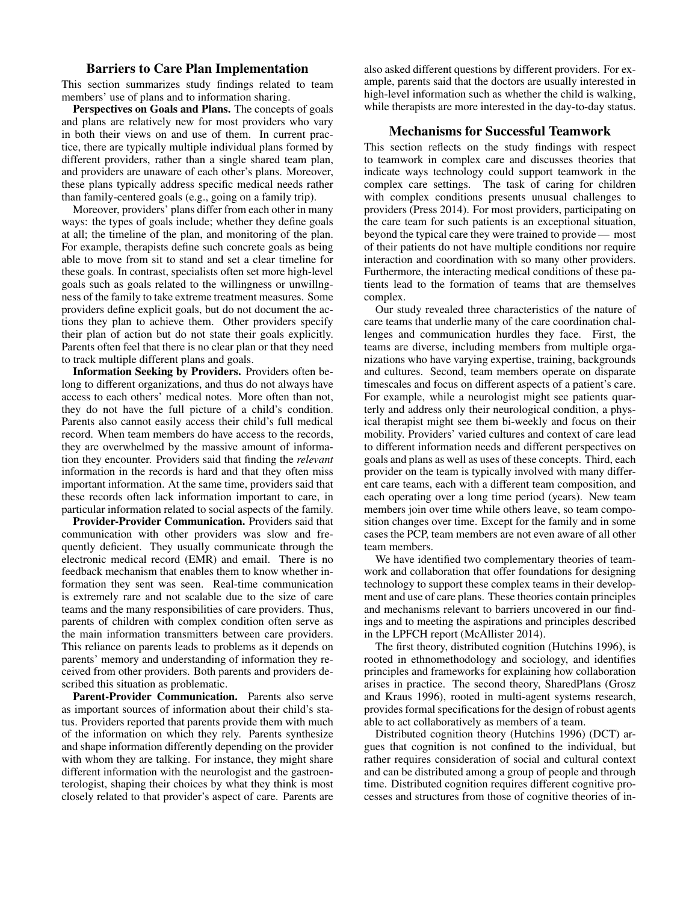## Barriers to Care Plan Implementation

This section summarizes study findings related to team members' use of plans and to information sharing.

**Perspectives on Goals and Plans.** The concepts of goals and plans are relatively new for most providers who vary in both their views on and use of them. In current practice, there are typically multiple individual plans formed by different providers, rather than a single shared team plan, and providers are unaware of each other's plans. Moreover, these plans typically address specific medical needs rather than family-centered goals (e.g., going on a family trip).

Moreover, providers' plans differ from each other in many ways: the types of goals include; whether they define goals at all; the timeline of the plan, and monitoring of the plan. For example, therapists define such concrete goals as being able to move from sit to stand and set a clear timeline for these goals. In contrast, specialists often set more high-level goals such as goals related to the willingness or unwillngness of the family to take extreme treatment measures. Some providers define explicit goals, but do not document the actions they plan to achieve them. Other providers specify their plan of action but do not state their goals explicitly. Parents often feel that there is no clear plan or that they need to track multiple different plans and goals.

**Information Seeking by Providers.** Providers often belong to different organizations, and thus do not always have access to each others' medical notes. More often than not, they do not have the full picture of a child's condition. Parents also cannot easily access their child's full medical record. When team members do have access to the records, they are overwhelmed by the massive amount of information they encounter. Providers said that finding the *relevant* information in the records is hard and that they often miss important information. At the same time, providers said that these records often lack information important to care, in particular information related to social aspects of the family.

**Provider-Provider Communication.** Providers said that communication with other providers was slow and frequently deficient. They usually communicate through the electronic medical record (EMR) and email. There is no feedback mechanism that enables them to know whether information they sent was seen. Real-time communication is extremely rare and not scalable due to the size of care teams and the many responsibilities of care providers. Thus, parents of children with complex condition often serve as the main information transmitters between care providers. This reliance on parents leads to problems as it depends on parents' memory and understanding of information they received from other providers. Both parents and providers described this situation as problematic.

**Parent-Provider Communication.** Parents also serve as important sources of information about their child's status. Providers reported that parents provide them with much of the information on which they rely. Parents synthesize and shape information differently depending on the provider with whom they are talking. For instance, they might share different information with the neurologist and the gastroenterologist, shaping their choices by what they think is most closely related to that provider's aspect of care. Parents are also asked different questions by different providers. For example, parents said that the doctors are usually interested in high-level information such as whether the child is walking, while therapists are more interested in the day-to-day status.

## Mechanisms for Successful Teamwork

This section reflects on the study findings with respect to teamwork in complex care and discusses theories that indicate ways technology could support teamwork in the complex care settings. The task of caring for children with complex conditions presents unusual challenges to providers (Press 2014). For most providers, participating on the care team for such patients is an exceptional situation, beyond the typical care they were trained to provide — most of their patients do not have multiple conditions nor require interaction and coordination with so many other providers. Furthermore, the interacting medical conditions of these patients lead to the formation of teams that are themselves complex.

Our study revealed three characteristics of the nature of care teams that underlie many of the care coordination challenges and communication hurdles they face. First, the teams are diverse, including members from multiple organizations who have varying expertise, training, backgrounds and cultures. Second, team members operate on disparate timescales and focus on different aspects of a patient's care. For example, while a neurologist might see patients quarterly and address only their neurological condition, a physical therapist might see them bi-weekly and focus on their mobility. Providers' varied cultures and context of care lead to different information needs and different perspectives on goals and plans as well as uses of these concepts. Third, each provider on the team is typically involved with many different care teams, each with a different team composition, and each operating over a long time period (years). New team members join over time while others leave, so team composition changes over time. Except for the family and in some cases the PCP, team members are not even aware of all other team members.

We have identified two complementary theories of teamwork and collaboration that offer foundations for designing technology to support these complex teams in their development and use of care plans. These theories contain principles and mechanisms relevant to barriers uncovered in our findings and to meeting the aspirations and principles described in the LPFCH report (McAllister 2014).

The first theory, distributed cognition (Hutchins 1996), is rooted in ethnomethodology and sociology, and identifies principles and frameworks for explaining how collaboration arises in practice. The second theory, SharedPlans (Grosz and Kraus 1996), rooted in multi-agent systems research, provides formal specifications for the design of robust agents able to act collaboratively as members of a team.

Distributed cognition theory (Hutchins 1996) (DCT) argues that cognition is not confined to the individual, but rather requires consideration of social and cultural context and can be distributed among a group of people and through time. Distributed cognition requires different cognitive processes and structures from those of cognitive theories of in-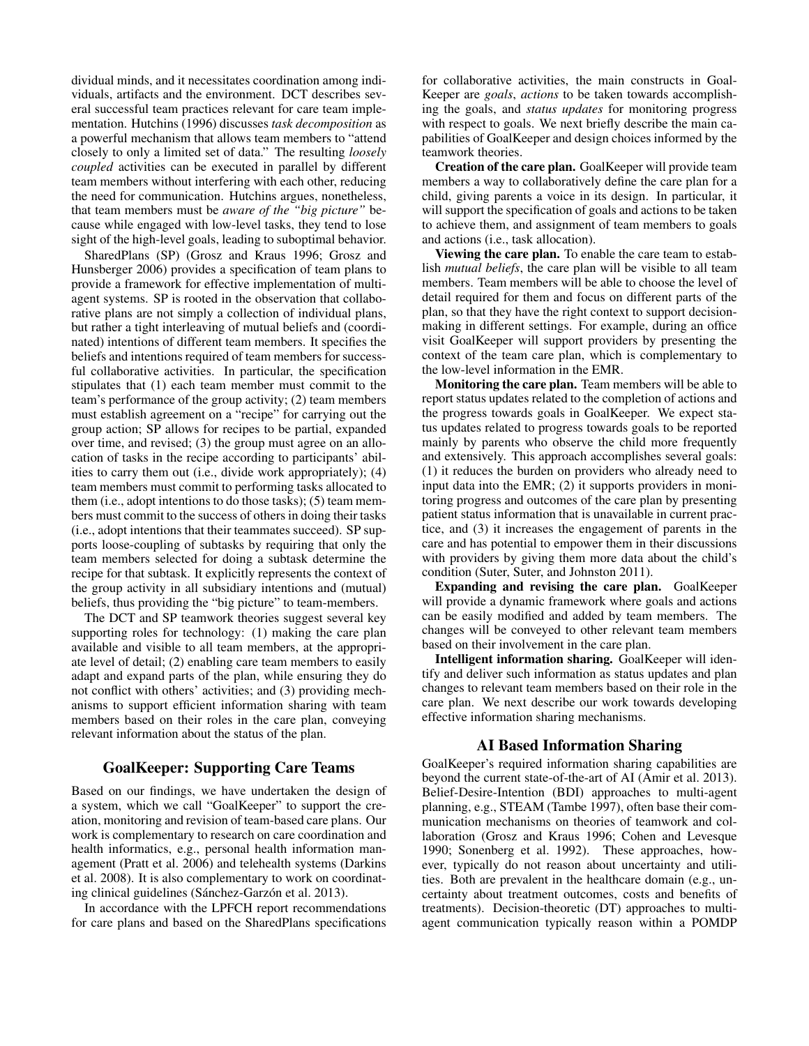dividual minds, and it necessitates coordination among individuals, artifacts and the environment. DCT describes several successful team practices relevant for care team implementation. Hutchins (1996) discusses *task decomposition* as a powerful mechanism that allows team members to "attend closely to only a limited set of data." The resulting *loosely coupled* activities can be executed in parallel by different team members without interfering with each other, reducing the need for communication. Hutchins argues, nonetheless, that team members must be *aware of the "big picture"* because while engaged with low-level tasks, they tend to lose sight of the high-level goals, leading to suboptimal behavior.

SharedPlans (SP) (Grosz and Kraus 1996; Grosz and Hunsberger 2006) provides a specification of team plans to provide a framework for effective implementation of multi-agent systems. SP is rooted in the observation that collaborative plans are not simply a collection of individual plans, but rather a tight interleaving of mutual beliefs and (coordinated) intentions of different team members. It specifies the beliefs and intentions required of team members for successful collaborative activities. In particular, the specification stipulates that (1) each team member must commit to the team's performance of the group activity; (2) team members must establish agreement on a "recipe" for carrying out the group action; SP allows for recipes to be partial, expanded over time, and revised; (3) the group must agree on an allocation of tasks in the recipe according to participants' abilities to carry them out (i.e., divide work appropriately); (4) team members must commit to performing tasks allocated to them (i.e., adopt intentions to do those tasks); (5) team members must commit to the success of others in doing their tasks (i.e., adopt intentions that their teammates succeed). SP supports loose-coupling of subtasks by requiring that only the team members selected for doing a subtask determine the recipe for that subtask. It explicitly represents the context of the group activity in all subsidiary intentions and (mutual) beliefs, thus providing the "big picture" to team-members.

The DCT and SP teamwork theories suggest several key supporting roles for technology: (1) making the care plan available and visible to all team members, at the appropriate level of detail; (2) enabling care team members to easily adapt and expand parts of the plan, while ensuring they do not conflict with others' activities; and (3) providing mechanisms to support efficient information sharing with team members based on their roles in the care plan, conveying relevant information about the status of the plan.

## GoalKeeper: Supporting Care Teams

Based on our findings, we have undertaken the design of a system, which we call "GoalKeeper" to support the creation, monitoring and revision of team-based care plans. Our work is complementary to research on care coordination and health informatics, e.g., personal health information management (Pratt et al. 2006) and telehealth systems (Darkins et al. 2008). It is also complementary to work on coordinating clinical guidelines (Sánchez-Garzón et al. 2013).

In accordance with the LPFCH report recommendations for care plans and based on the SharedPlans specifications for collaborative activities, the main constructs in GoalKeeper are *goals*, *actions* to be taken towards accomplishing the goals, and *status updates* for monitoring progress with respect to goals. We next briefly describe the main capabilities of GoalKeeper and design choices informed by the teamwork theories.

**Creation of the care plan.** GoalKeeper will provide team members a way to collaboratively define the care plan for a child, giving parents a voice in its design. In particular, it will support the specification of goals and actions to be taken to achieve them, and assignment of team members to goals and actions (i.e., task allocation).

**Viewing the care plan.** To enable the care team to establish *mutual beliefs*, the care plan will be visible to all team members. Team members will be able to choose the level of detail required for them and focus on different parts of the plan, so that they have the right context to support decision-making in different settings. For example, during an office visit GoalKeeper will support providers by presenting the context of the team care plan, which is complementary to the low-level information in the EMR.

**Monitoring the care plan.** Team members will be able to report status updates related to the completion of actions and the progress towards goals in GoalKeeper. We expect status updates related to progress towards goals to be reported mainly by parents who observe the child more frequently and extensively. This approach accomplishes several goals: (1) it reduces the burden on providers who already need to input data into the EMR; (2) it supports providers in monitoring progress and outcomes of the care plan by presenting patient status information that is unavailable in current practice, and (3) it increases the engagement of parents in the care and has potential to empower them in their discussions with providers by giving them more data about the child's condition (Suter, Suter, and Johnston 2011).

**Expanding and revising the care plan.** GoalKeeper will provide a dynamic framework where goals and actions can be easily modified and added by team members. The changes will be conveyed to other relevant team members based on their involvement in the care plan.

**Intelligent information sharing.** GoalKeeper will identify and deliver such information as status updates and plan changes to relevant team members based on their role in the care plan. We next describe our work towards developing effective information sharing mechanisms.

## AI Based Information Sharing

GoalKeeper's required information sharing capabilities are beyond the current state-of-the-art of AI (Amir et al. 2013). Belief-Desire-Intention (BDI) approaches to multi-agent planning, e.g., STEAM (Tambe 1997), often base their communication mechanisms on theories of teamwork and collaboration (Grosz and Kraus 1996; Cohen and Levesque 1990; Sonenberg et al. 1992). These approaches, however, typically do not reason about uncertainty and utilities. Both are prevalent in the healthcare domain (e.g., uncertainty about treatment outcomes, costs and benefits of treatments). Decision-theoretic (DT) approaches to multi-agent communication typically reason within a POMDP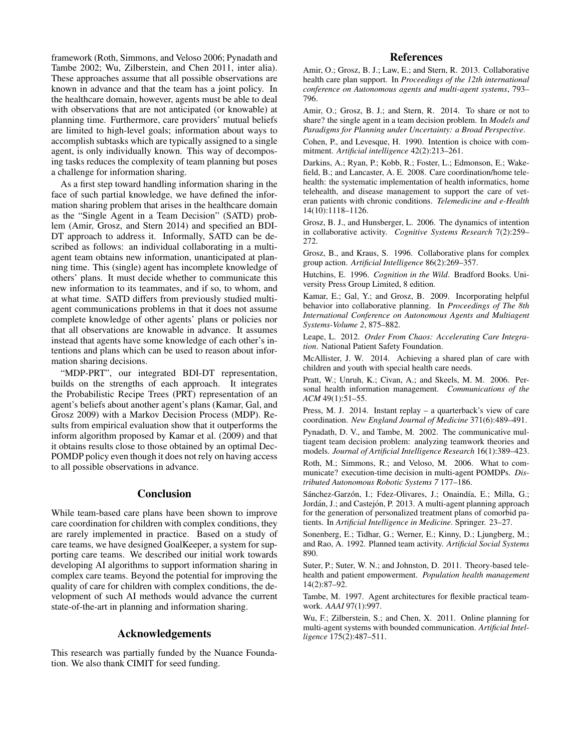framework (Roth, Simmons, and Veloso 2006; Pynadath and Tambe 2002; Wu, Zilberstein, and Chen 2011, inter alia). These approaches assume that all possible observations are known in advance and that the team has a joint policy. In the healthcare domain, however, agents must be able to deal with observations that are not anticipated (or knowable) at planning time. Furthermore, care providers' mutual beliefs are limited to high-level goals; information about ways to accomplish subtasks which are typically assigned to a single agent, is only individually known. This way of decomposing tasks reduces the complexity of team planning but poses a challenge for information sharing.

As a first step toward handling information sharing in the face of such partial knowledge, we have defined the information sharing problem that arises in the healthcare domain as the "Single Agent in a Team Decision" (SATD) problem (Amir, Grosz, and Stern 2014) and specified an BDI-DT approach to address it. Informally, SATD can be described as follows: an individual collaborating in a multi-agent team obtains new information, unanticipated at planning time. This (single) agent has incomplete knowledge of others' plans. It must decide whether to communicate this new information to its teammates, and if so, to whom, and at what time. SATD differs from previously studied multi-agent communications problems in that it does not assume complete knowledge of other agents' plans or policies nor that all observations are knowable in advance. It assumes instead that agents have some knowledge of each other's intentions and plans which can be used to reason about information sharing decisions.

"MDP-PRT", our integrated BDI-DT representation, builds on the strengths of each approach. It integrates the Probabilistic Recipe Trees (PRT) representation of an agent's beliefs about another agent's plans (Kamar, Gal, and Grosz 2009) with a Markov Decision Process (MDP). Results from empirical evaluation show that it outperforms the inform algorithm proposed by Kamar et al. (2009) and that it obtains results close to those obtained by an optimal Dec-POMDP policy even though it does not rely on having access to all possible observations in advance.

## Conclusion

While team-based care plans have been shown to improve care coordination for children with complex conditions, they are rarely implemented in practice. Based on a study of care teams, we have designed GoalKeeper, a system for supporting care teams. We described our initial work towards developing AI algorithms to support information sharing in complex care teams. Beyond the potential for improving the quality of care for children with complex conditions, the development of such AI methods would advance the current state-of-the-art in planning and information sharing.

## Acknowledgements

This research was partially funded by the Nuance Foundation. We also thank CIMIT for seed funding.

## References

Amir, O.; Grosz, B. J.; Law, E.; and Stern, R. 2013. Collaborative health care plan support. In *Proceedings of the 12th international conference on Autonomous agents and multi-agent systems*, 793–796.

Amir, O.; Grosz, B. J.; and Stern, R. 2014. To share or not to share? the single agent in a team decision problem. In *Models and Paradigms for Planning under Uncertainty: a Broad Perspective*.

Cohen, P., and Levesque, H. 1990. Intention is choice with commitment. *Artificial intelligence* 42(2):213–261.

Darkins, A.; Ryan, P.; Kobb, R.; Foster, L.; Edmonson, E.; Wakefield, B.; and Lancaster, A. E. 2008. Care coordination/home telehealth: the systematic implementation of health informatics, home telehealth, and disease management to support the care of veteran patients with chronic conditions. *Telemedicine and e-Health* 14(10):1118–1126.

Grosz, B. J., and Hunsberger, L. 2006. The dynamics of intention in collaborative activity. *Cognitive Systems Research* 7(2):259–272.

Grosz, B., and Kraus, S. 1996. Collaborative plans for complex group action. *Artificial Intelligence* 86(2):269–357.

Hutchins, E. 1996. *Cognition in the Wild*. Bradford Books. University Press Group Limited, 8 edition.

Kamar, E.; Gal, Y.; and Grosz, B. 2009. Incorporating helpful behavior into collaborative planning. In *Proceedings of The 8th International Conference on Autonomous Agents and Multiagent Systems-Volume 2*, 875–882.

Leape, L. 2012. *Order From Chaos: Accelerating Care Integration*. National Patient Safety Foundation.

McAllister, J. W. 2014. Achieving a shared plan of care with children and youth with special health care needs.

Pratt, W.; Unruh, K.; Civan, A.; and Skeels, M. M. 2006. Personal health information management. *Communications of the ACM* 49(1):51–55.

Press, M. J. 2014. Instant replay – a quarterback's view of care coordination. *New England Journal of Medicine* 371(6):489–491.

Pynadath, D. V., and Tambe, M. 2002. The communicative multiagent team decision problem: analyzing teamwork theories and models. *Journal of Artificial Intelligence Research* 16(1):389–423.

Roth, M.; Simmons, R.; and Veloso, M. 2006. What to communicate? execution-time decision in multi-agent POMDPs. *Distributed Autonomous Robotic Systems 7* 177–186.

Sánchez-Garzón, I.; Fdez-Olivares, J.; Onaindía, E.; Milla, G.; Jordán, J.; and Castejón, P. 2013. A multi-agent planning approach for the generation of personalized treatment plans of comorbid patients. In *Artificial Intelligence in Medicine*. Springer. 23–27.

Sonenberg, E.; Tidhar, G.; Werner, E.; Kinny, D.; Ljungberg, M.; and Rao, A. 1992. Planned team activity. *Artificial Social Systems* 890.

Suter, P.; Suter, W. N.; and Johnston, D. 2011. Theory-based telehealth and patient empowerment. *Population health management* 14(2):87–92.

Tambe, M. 1997. Agent architectures for flexible practical teamwork. *AAAI* 97(1):997.

Wu, F.; Zilberstein, S.; and Chen, X. 2011. Online planning for multi-agent systems with bounded communication. *Artificial Intelligence* 175(2):487–511.